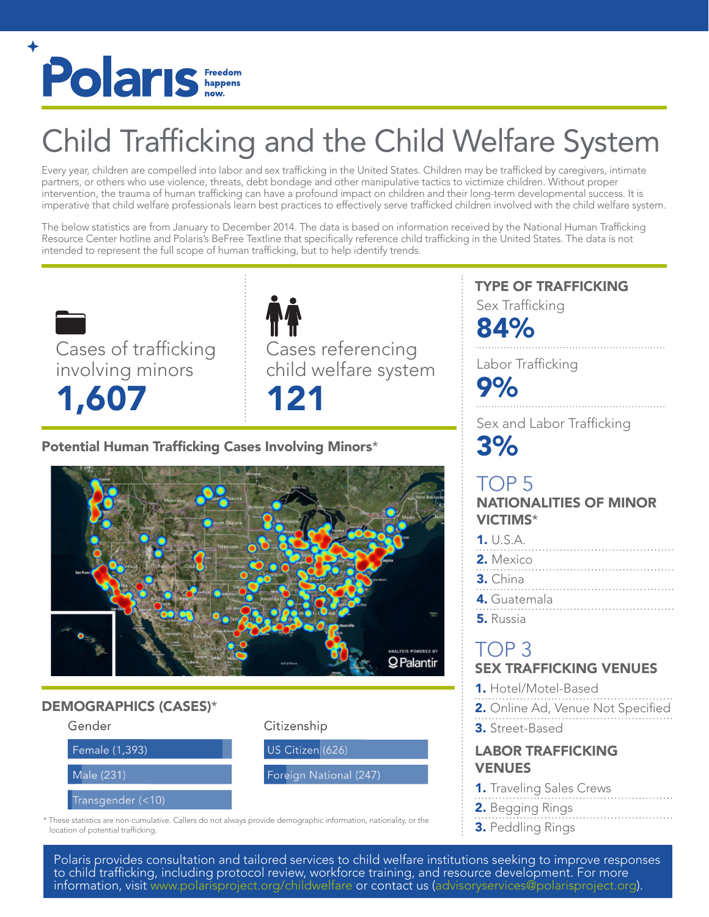Polaris Freedom happens now.

# Child Trafficking and the Child Welfare System

Every year, children are compelled into labor and sex trafficking in the United States. Children may be trafficked by caregivers, intimate partners, or others who use violence, threats, debt bondage and other manipulative tactics to victimize children. Without proper intervention, the trauma of human trafficking can have a profound impact on children and their long-term developmental success. It is imperative that child welfare professionals learn best practices to effectively serve trafficked children involved with the child welfare system.

The below statistics are from January to December 2014. The data is based on information received by the National Human Trafficking Resource Center hotline and Polaris's BeFree Textline that specifically reference child trafficking in the United States. The data is not intended to represent the full scope of human trafficking, but to help identify trends.

Cases of trafficking involving minors
**1,607**

Cases referencing child welfare system
**121**

### Potential Human Trafficking Cases Involving Minors*

ANALYSIS POWERED BY Palantir

### DEMOGRAPHICS (CASES)*

**Gender**

- Female (1,393)
- Male (231)
- Transgender (<10)

**Citizenship**

- US Citizen (626)
- Foreign National (247)

\* These statistics are non-cumulative. Callers do not always provide demographic information, nationality, or the location of potential trafficking.

### TYPE OF TRAFFICKING

Sex Trafficking
**84%**

Labor Trafficking
**9%**

Sex and Labor Trafficking
**3%**

### TOP 5 NATIONALITIES OF MINOR VICTIMS*

1. U.S.A.
2. Mexico
3. China
4. Guatemala
5. Russia

### TOP 3 SEX TRAFFICKING VENUES

1. Hotel/Motel-Based
2. Online Ad, Venue Not Specified
3. Street-Based

### LABOR TRAFFICKING VENUES

1. Traveling Sales Crews
2. Begging Rings
3. Peddling Rings

Polaris provides consultation and tailored services to child welfare institutions seeking to improve responses to child trafficking, including protocol review, workforce training, and resource development. For more information, visit www.polarisproject.org/childwelfare or contact us (advisoryservices@polarisproject.org).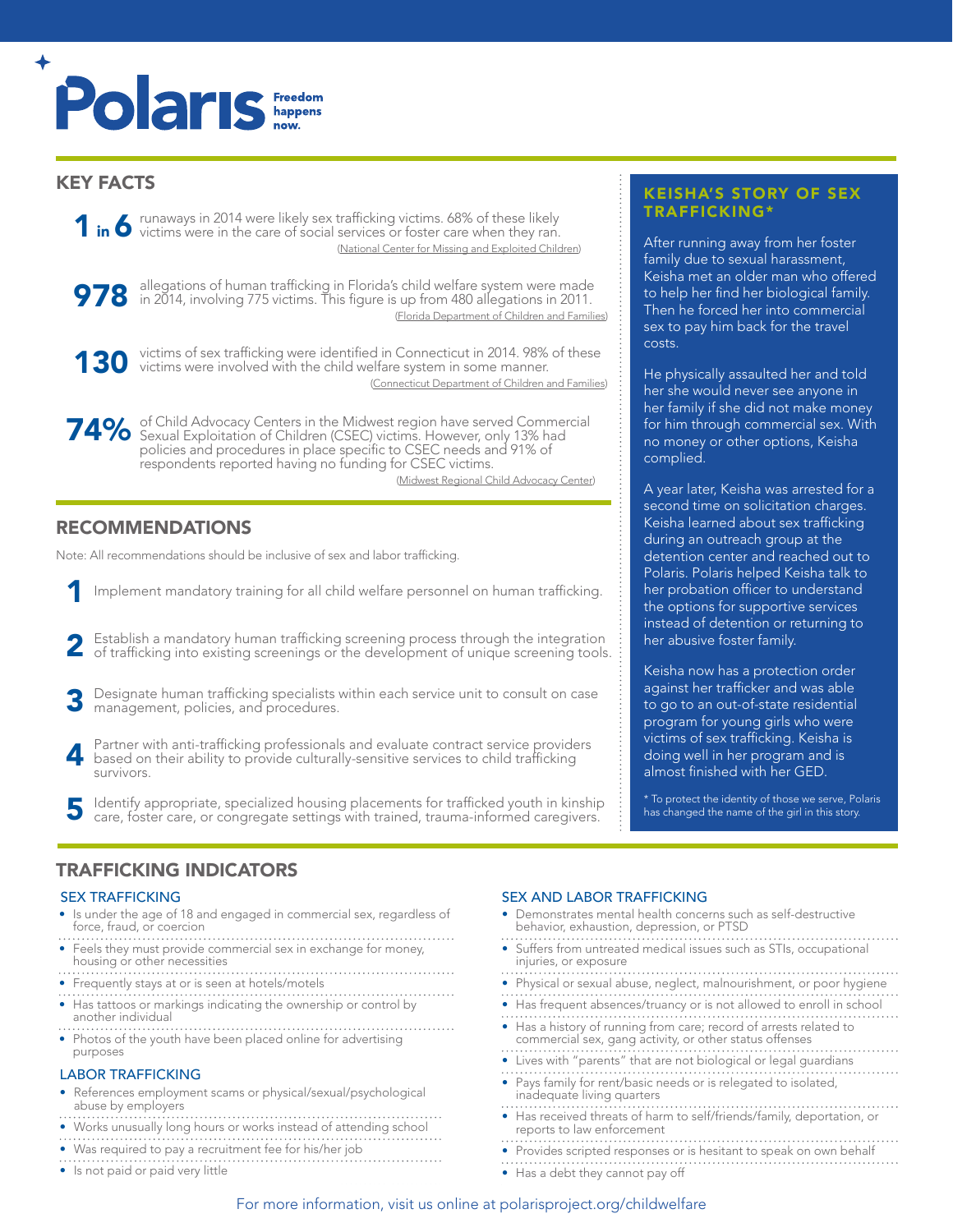Polaris Freedom happens now.

## KEY FACTS

**1 in 6** runaways in 2014 were likely sex trafficking victims. 68% of these likely victims were in the care of social services or foster care when they ran.
(National Center for Missing and Exploited Children)

**978** allegations of human trafficking in Florida's child welfare system were made in 2014, involving 775 victims. This figure is up from 480 allegations in 2011.
(Florida Department of Children and Families)

**130** victims of sex trafficking were identified in Connecticut in 2014. 98% of these victims were involved with the child welfare system in some manner.
(Connecticut Department of Children and Families)

**74%** of Child Advocacy Centers in the Midwest region have served Commercial Sexual Exploitation of Children (CSEC) victims. However, only 13% had policies and procedures in place specific to CSEC needs and 91% of respondents reported having no funding for CSEC victims.
(Midwest Regional Child Advocacy Center)

## RECOMMENDATIONS

Note: All recommendations should be inclusive of sex and labor trafficking.

1. Implement mandatory training for all child welfare personnel on human trafficking.
2. Establish a mandatory human trafficking screening process through the integration of trafficking into existing screenings or the development of unique screening tools.
3. Designate human trafficking specialists within each service unit to consult on case management, policies, and procedures.
4. Partner with anti-trafficking professionals and evaluate contract service providers based on their ability to provide culturally-sensitive services to child trafficking survivors.
5. Identify appropriate, specialized housing placements for trafficked youth in kinship care, foster care, or congregate settings with trained, trauma-informed caregivers.

## KEISHA'S STORY OF SEX TRAFFICKING*

After running away from her foster family due to sexual harassment, Keisha met an older man who offered to help her find her biological family. Then he forced her into commercial sex to pay him back for the travel costs.

He physically assaulted her and told her she would never see anyone in her family if she did not make money for him through commercial sex. With no money or other options, Keisha complied.

A year later, Keisha was arrested for a second time on solicitation charges. Keisha learned about sex trafficking during an outreach group at the detention center and reached out to Polaris. Polaris helped Keisha talk to her probation officer to understand the options for supportive services instead of detention or returning to her abusive foster family.

Keisha now has a protection order against her trafficker and was able to go to an out-of-state residential program for young girls who were victims of sex trafficking. Keisha is doing well in her program and is almost finished with her GED.

\* To protect the identity of those we serve, Polaris has changed the name of the girl in this story.

## TRAFFICKING INDICATORS

### SEX TRAFFICKING

- Is under the age of 18 and engaged in commercial sex, regardless of force, fraud, or coercion
- Feels they must provide commercial sex in exchange for money, housing or other necessities
- Frequently stays at or is seen at hotels/motels
- Has tattoos or markings indicating the ownership or control by another individual
- Photos of the youth have been placed online for advertising purposes

### LABOR TRAFFICKING

- References employment scams or physical/sexual/psychological abuse by employers
- Works unusually long hours or works instead of attending school
- Was required to pay a recruitment fee for his/her job
- Is not paid or paid very little

### SEX AND LABOR TRAFFICKING

- Demonstrates mental health concerns such as self-destructive behavior, exhaustion, depression, or PTSD
- Suffers from untreated medical issues such as STIs, occupational injuries, or exposure
- Physical or sexual abuse, neglect, malnourishment, or poor hygiene
- Has frequent absences/truancy or is not allowed to enroll in school
- Has a history of running from care; record of arrests related to commercial sex, gang activity, or other status offenses
- Lives with "parents" that are not biological or legal guardians
- Pays family for rent/basic needs or is relegated to isolated, inadequate living quarters
- Has received threats of harm to self/friends/family, deportation, or reports to law enforcement
- Provides scripted responses or is hesitant to speak on own behalf
- Has a debt they cannot pay off

For more information, visit us online at polarisproject.org/childwelfare